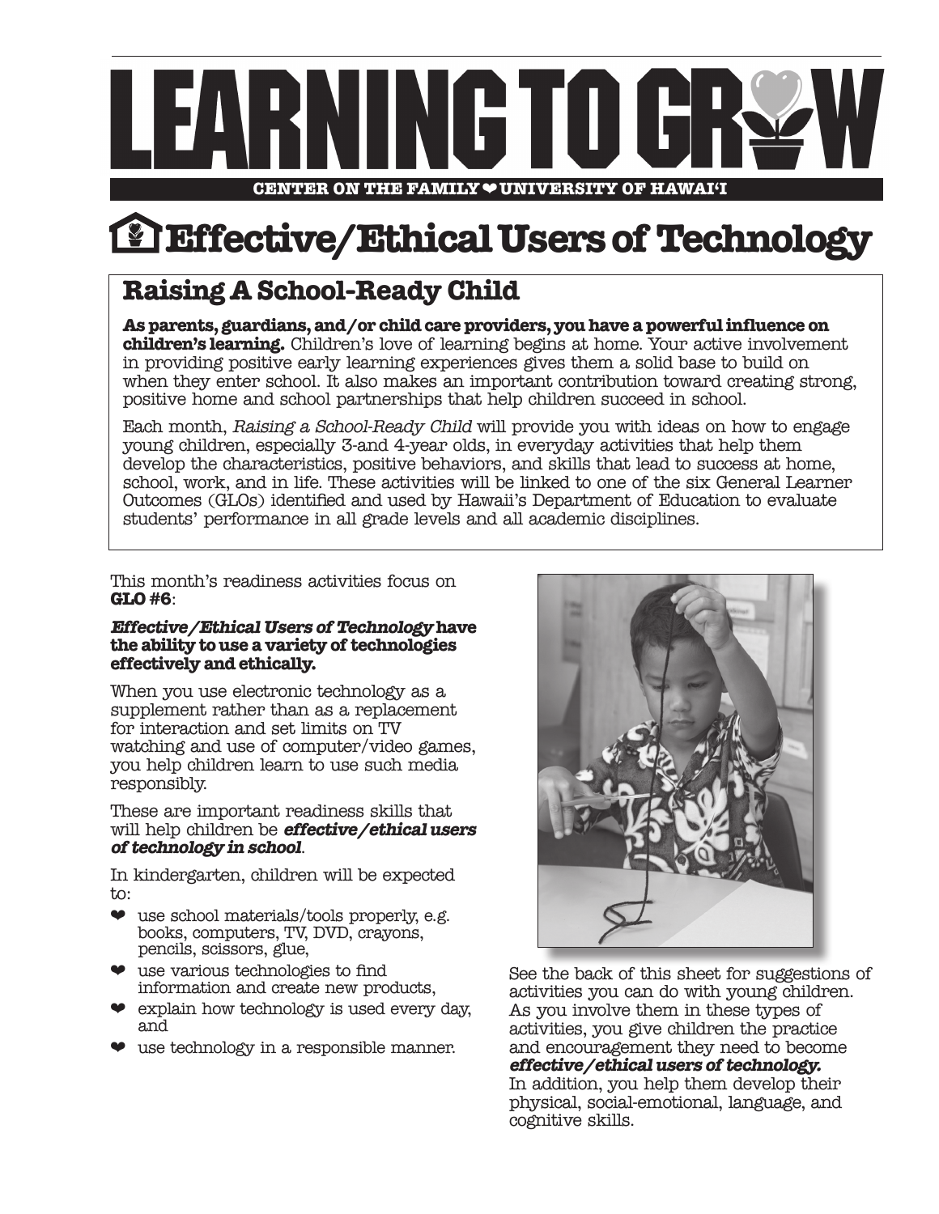# LEARNING TO GROW

CENTER ON THE FAMILY ❤ UNIVERSITY OF HAWAI'I

# Effective/Ethical Users of Technology

## Raising A School-Ready Child

**As parents, guardians, and/or child care providers, you have a powerful influence on children's learning.** Children's love of learning begins at home. Your active involvement in providing positive early learning experiences gives them a solid base to build on when they enter school. It also makes an important contribution toward creating strong, positive home and school partnerships that help children succeed in school.

Each month, *Raising a School-Ready Child* will provide you with ideas on how to engage young children, especially 3-and 4-year olds, in everyday activities that help them develop the characteristics, positive behaviors, and skills that lead to success at home, school, work, and in life. These activities will be linked to one of the six General Learner Outcomes (GLOs) identified and used by Hawaii's Department of Education to evaluate students' performance in all grade levels and all academic disciplines.

This month's readiness activities focus on **GLO #6**:

***Effective/Ethical Users of Technology* have the ability to use a variety of technologies effectively and ethically.**

When you use electronic technology as a supplement rather than as a replacement for interaction and set limits on TV watching and use of computer/video games, you help children learn to use such media responsibly.

These are important readiness skills that will help children be ***effective/ethical users of technology in school***.

In kindergarten, children will be expected to:

- use school materials/tools properly, e.g. books, computers, TV, DVD, crayons, pencils, scissors, glue,
- use various technologies to find information and create new products,
- explain how technology is used every day, and
- use technology in a responsible manner.

See the back of this sheet for suggestions of activities you can do with young children. As you involve them in these types of activities, you give children the practice and encouragement they need to become ***effective/ethical users of technology.*** In addition, you help them develop their physical, social-emotional, language, and cognitive skills.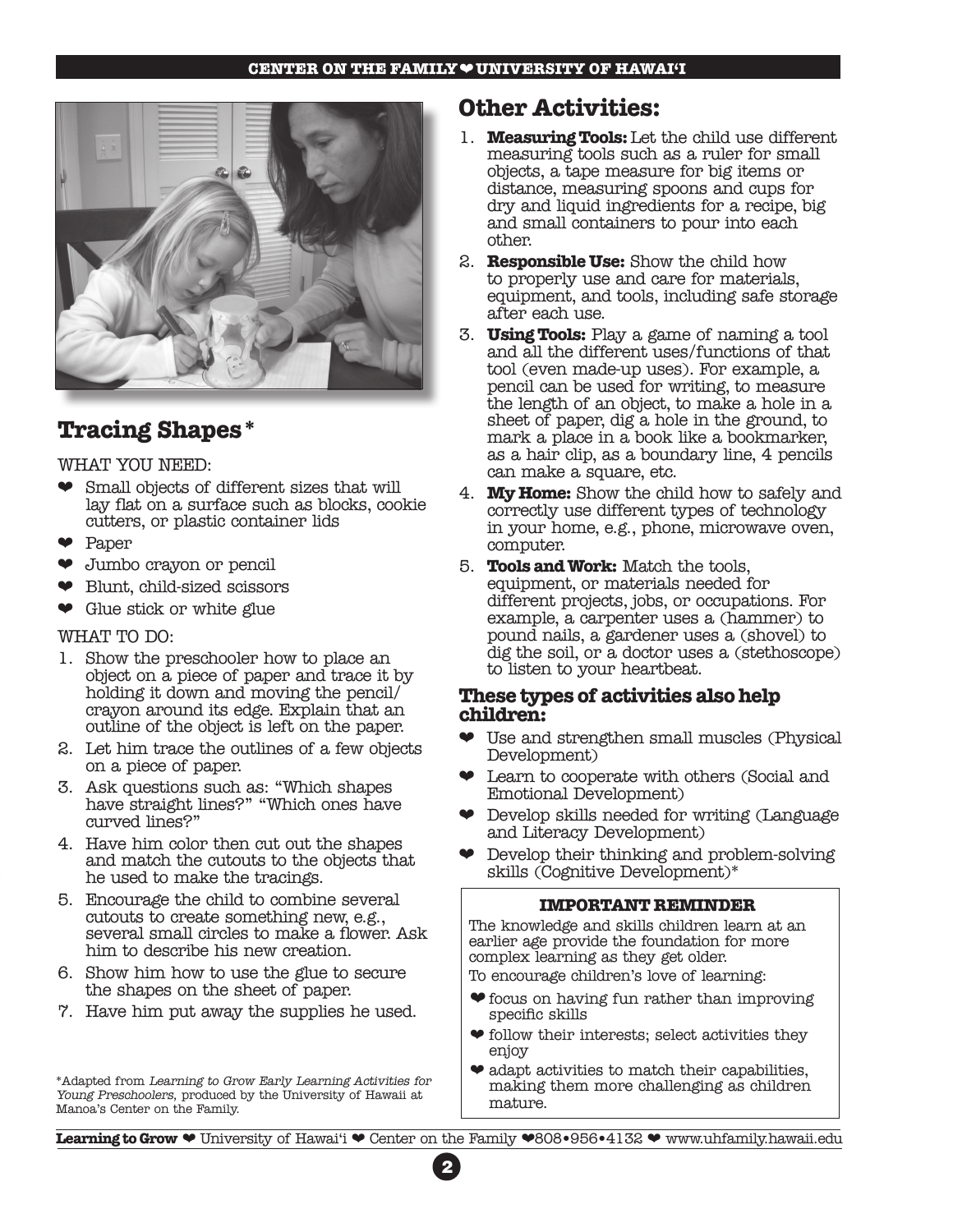## Tracing Shapes*

WHAT YOU NEED:

- Small objects of different sizes that will lay flat on a surface such as blocks, cookie cutters, or plastic container lids
- Paper
- Jumbo crayon or pencil
- Blunt, child-sized scissors
- Glue stick or white glue

WHAT TO DO:

1. Show the preschooler how to place an object on a piece of paper and trace it by holding it down and moving the pencil/crayon around its edge. Explain that an outline of the object is left on the paper.
2. Let him trace the outlines of a few objects on a piece of paper.
3. Ask questions such as: "Which shapes have straight lines?" "Which ones have curved lines?"
4. Have him color then cut out the shapes and match the cutouts to the objects that he used to make the tracings.
5. Encourage the child to combine several cutouts to create something new, e.g., several small circles to make a flower. Ask him to describe his new creation.
6. Show him how to use the glue to secure the shapes on the sheet of paper.
7. Have him put away the supplies he used.

*Adapted from *Learning to Grow Early Learning Activities for Young Preschoolers*, produced by the University of Hawaii at Manoa's Center on the Family.

## Other Activities:

1. **Measuring Tools:** Let the child use different measuring tools such as a ruler for small objects, a tape measure for big items or distance, measuring spoons and cups for dry and liquid ingredients for a recipe, big and small containers to pour into each other.
2. **Responsible Use:** Show the child how to properly use and care for materials, equipment, and tools, including safe storage after each use.
3. **Using Tools:** Play a game of naming a tool and all the different uses/functions of that tool (even made-up uses). For example, a pencil can be used for writing, to measure the length of an object, to make a hole in a sheet of paper, dig a hole in the ground, to mark a place in a book like a bookmarker, as a hair clip, as a boundary line, 4 pencils can make a square, etc.
4. **My Home:** Show the child how to safely and correctly use different types of technology in your home, e.g., phone, microwave oven, computer.
5. **Tools and Work:** Match the tools, equipment, or materials needed for different projects, jobs, or occupations. For example, a carpenter uses a (hammer) to pound nails, a gardener uses a (shovel) to dig the soil, or a doctor uses a (stethoscope) to listen to your heartbeat.

### These types of activities also help children:

- Use and strengthen small muscles (Physical Development)
- Learn to cooperate with others (Social and Emotional Development)
- Develop skills needed for writing (Language and Literacy Development)
- Develop their thinking and problem-solving skills (Cognitive Development)*

**IMPORTANT REMINDER**

The knowledge and skills children learn at an earlier age provide the foundation for more complex learning as they get older.

To encourage children's love of learning:

- focus on having fun rather than improving specific skills
- follow their interests; select activities they enjoy
- adapt activities to match their capabilities, making them more challenging as children mature.